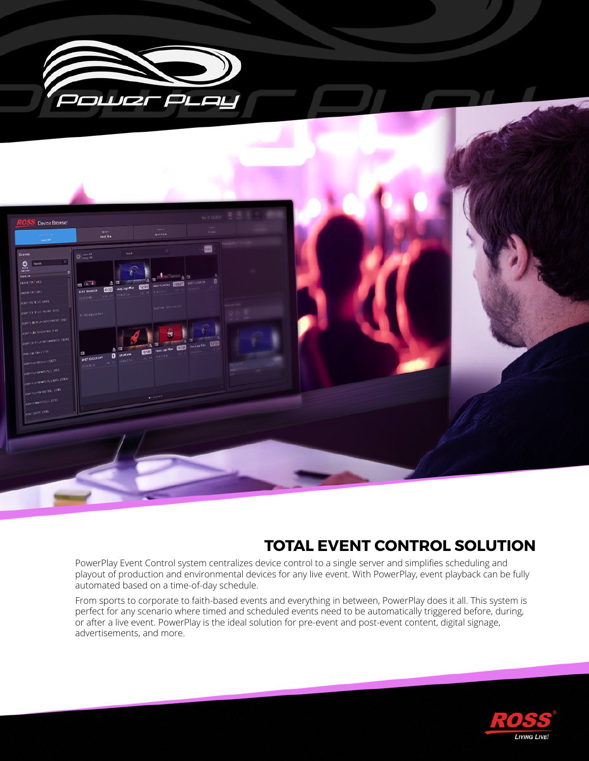## TOTAL EVENT CONTROL SOLUTION

PowerPlay Event Control system centralizes device control to a single server and simplifies scheduling and playout of production and environmental devices for any live event. With PowerPlay, event playback can be fully automated based on a time-of-day schedule.

From sports to corporate to faith-based events and everything in between, PowerPlay does it all. This system is perfect for any scenario where timed and scheduled events need to be automatically triggered before, during, or after a live event. PowerPlay is the ideal solution for pre-event and post-event content, digital signage, advertisements, and more.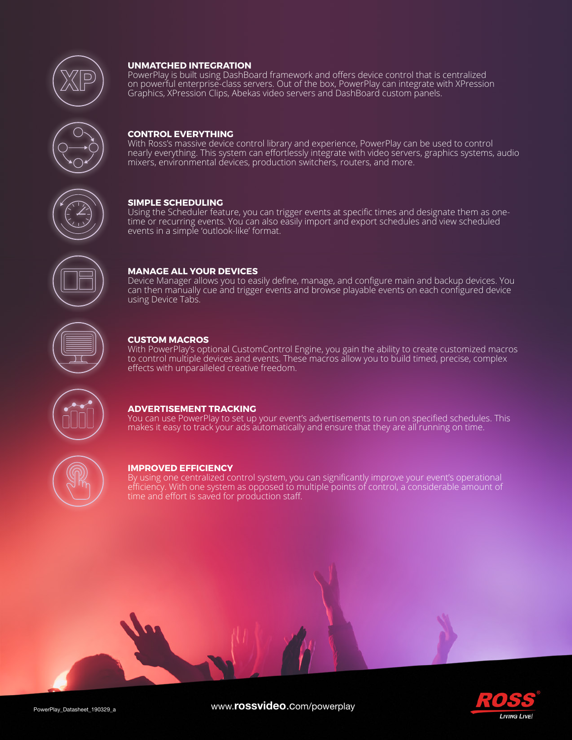## UNMATCHED INTEGRATION

PowerPlay is built using DashBoard framework and offers device control that is centralized on powerful enterprise-class servers. Out of the box, PowerPlay can integrate with XPression Graphics, XPression Clips, Abekas video servers and DashBoard custom panels.

## CONTROL EVERYTHING

With Ross's massive device control library and experience, PowerPlay can be used to control nearly everything. This system can effortlessly integrate with video servers, graphics systems, audio mixers, environmental devices, production switchers, routers, and more.

## SIMPLE SCHEDULING

Using the Scheduler feature, you can trigger events at specific times and designate them as one-time or recurring events. You can also easily import and export schedules and view scheduled events in a simple 'outlook-like' format.

## MANAGE ALL YOUR DEVICES

Device Manager allows you to easily define, manage, and configure main and backup devices. You can then manually cue and trigger events and browse playable events on each configured device using Device Tabs.

## CUSTOM MACROS

With PowerPlay's optional CustomControl Engine, you gain the ability to create customized macros to control multiple devices and events. These macros allow you to build timed, precise, complex effects with unparalleled creative freedom.

## ADVERTISEMENT TRACKING

You can use PowerPlay to set up your event's advertisements to run on specified schedules. This makes it easy to track your ads automatically and ensure that they are all running on time.

## IMPROVED EFFICIENCY

By using one centralized control system, you can significantly improve your event's operational efficiency. With one system as opposed to multiple points of control, a considerable amount of time and effort is saved for production staff.

PowerPlay_Datasheet_190329_a

www.rossvideo.com/powerplay

ROSS® LIVING LIVE!